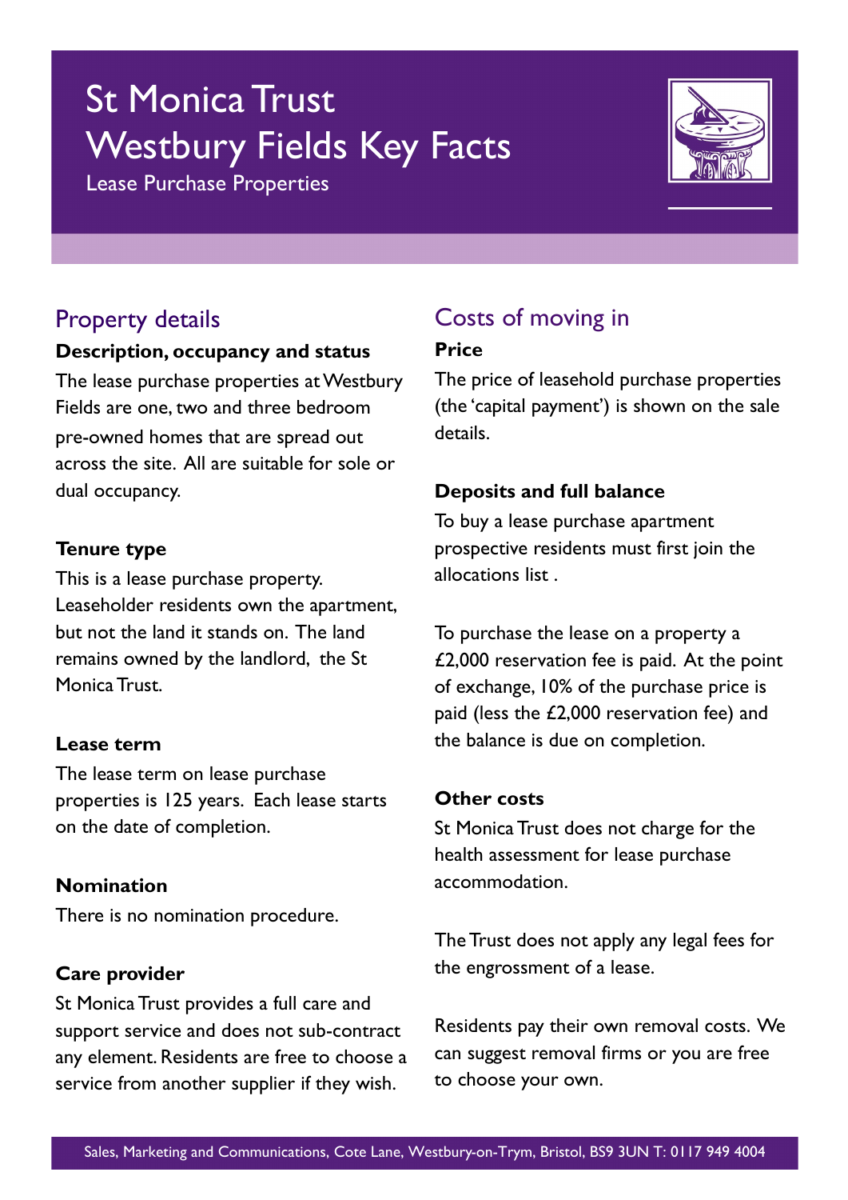# St Monica Trust
# Westbury Fields Key Facts

Lease Purchase Properties

## Property details

**Description, occupancy and status**

The lease purchase properties at Westbury Fields are one, two and three bedroom pre-owned homes that are spread out across the site. All are suitable for sole or dual occupancy.

**Tenure type**

This is a lease purchase property. Leaseholder residents own the apartment, but not the land it stands on. The land remains owned by the landlord, the St Monica Trust.

**Lease term**

The lease term on lease purchase properties is 125 years. Each lease starts on the date of completion.

**Nomination**

There is no nomination procedure.

**Care provider**

St Monica Trust provides a full care and support service and does not sub-contract any element. Residents are free to choose a service from another supplier if they wish.

## Costs of moving in

**Price**

The price of leasehold purchase properties (the 'capital payment') is shown on the sale details.

**Deposits and full balance**

To buy a lease purchase apartment prospective residents must first join the allocations list .

To purchase the lease on a property a £2,000 reservation fee is paid. At the point of exchange, 10% of the purchase price is paid (less the £2,000 reservation fee) and the balance is due on completion.

**Other costs**

St Monica Trust does not charge for the health assessment for lease purchase accommodation.

The Trust does not apply any legal fees for the engrossment of a lease.

Residents pay their own removal costs. We can suggest removal firms or you are free to choose your own.

Sales, Marketing and Communications, Cote Lane, Westbury-on-Trym, Bristol, BS9 3UN T: 0117 949 4004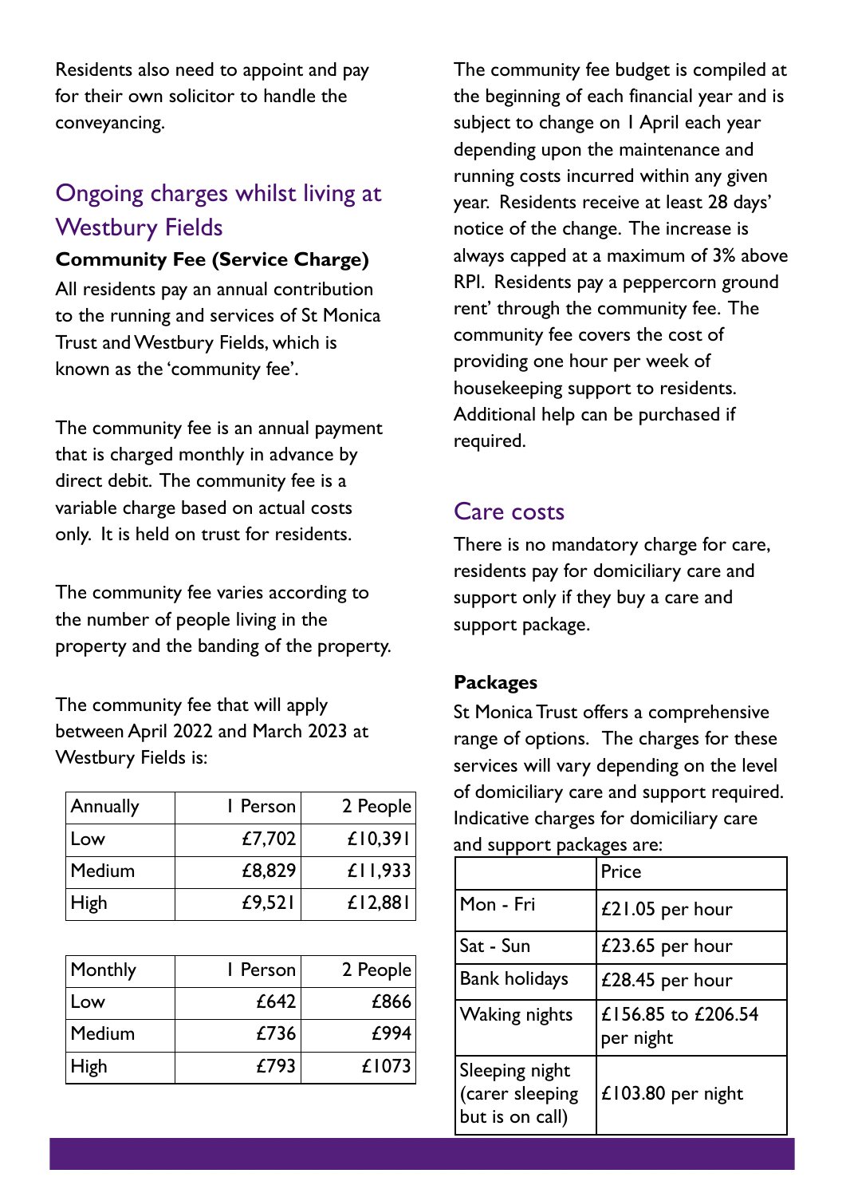Residents also need to appoint and pay for their own solicitor to handle the conveyancing.

## Ongoing charges whilst living at Westbury Fields

**Community Fee (Service Charge)**

All residents pay an annual contribution to the running and services of St Monica Trust and Westbury Fields, which is known as the 'community fee'.

The community fee is an annual payment that is charged monthly in advance by direct debit. The community fee is a variable charge based on actual costs only. It is held on trust for residents.

The community fee varies according to the number of people living in the property and the banding of the property.

The community fee that will apply between April 2022 and March 2023 at Westbury Fields is:

| Annually | 1 Person | 2 People |
|---|---|---|
| Low | £7,702 | £10,391 |
| Medium | £8,829 | £11,933 |
| High | £9,521 | £12,881 |

| Monthly | 1 Person | 2 People |
|---|---|---|
| Low | £642 | £866 |
| Medium | £736 | £994 |
| High | £793 | £1073 |

The community fee budget is compiled at the beginning of each financial year and is subject to change on 1 April each year depending upon the maintenance and running costs incurred within any given year. Residents receive at least 28 days' notice of the change. The increase is always capped at a maximum of 3% above RPI. Residents pay a peppercorn ground rent' through the community fee. The community fee covers the cost of providing one hour per week of housekeeping support to residents. Additional help can be purchased if required.

## Care costs

There is no mandatory charge for care, residents pay for domiciliary care and support only if they buy a care and support package.

**Packages**

St Monica Trust offers a comprehensive range of options. The charges for these services will vary depending on the level of domiciliary care and support required. Indicative charges for domiciliary care and support packages are:

| | Price |
|---|---|
| Mon - Fri | £21.05 per hour |
| Sat - Sun | £23.65 per hour |
| Bank holidays | £28.45 per hour |
| Waking nights | £156.85 to £206.54 per night |
| Sleeping night (carer sleeping but is on call) | £103.80 per night |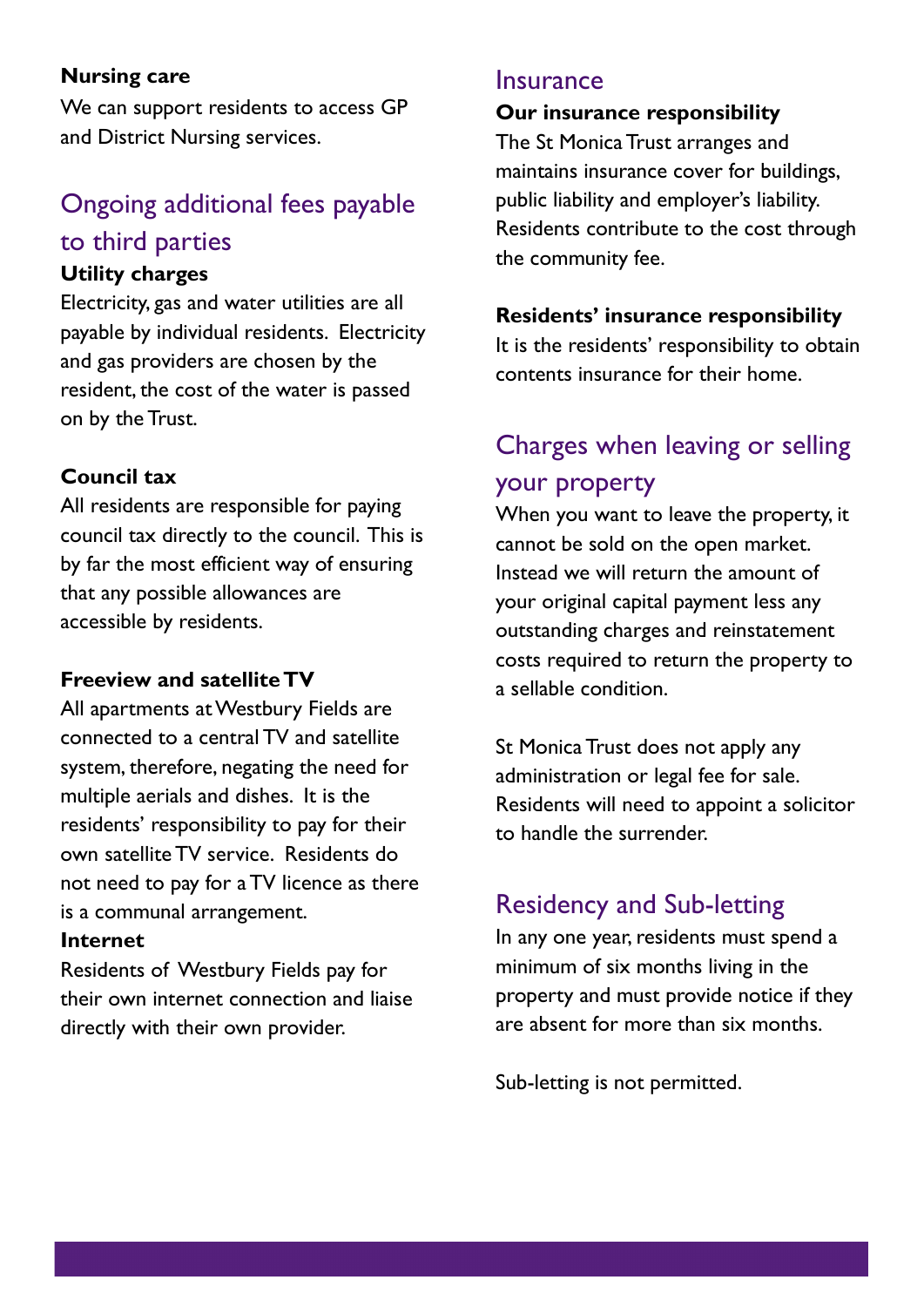**Nursing care**

We can support residents to access GP and District Nursing services.

## Ongoing additional fees payable to third parties

**Utility charges**

Electricity, gas and water utilities are all payable by individual residents. Electricity and gas providers are chosen by the resident, the cost of the water is passed on by the Trust.

**Council tax**

All residents are responsible for paying council tax directly to the council. This is by far the most efficient way of ensuring that any possible allowances are accessible by residents.

**Freeview and satellite TV**

All apartments at Westbury Fields are connected to a central TV and satellite system, therefore, negating the need for multiple aerials and dishes. It is the residents' responsibility to pay for their own satellite TV service. Residents do not need to pay for a TV licence as there is a communal arrangement.

**Internet**

Residents of Westbury Fields pay for their own internet connection and liaise directly with their own provider.

## Insurance

**Our insurance responsibility**

The St Monica Trust arranges and maintains insurance cover for buildings, public liability and employer's liability. Residents contribute to the cost through the community fee.

**Residents' insurance responsibility**

It is the residents' responsibility to obtain contents insurance for their home.

## Charges when leaving or selling your property

When you want to leave the property, it cannot be sold on the open market. Instead we will return the amount of your original capital payment less any outstanding charges and reinstatement costs required to return the property to a sellable condition.

St Monica Trust does not apply any administration or legal fee for sale. Residents will need to appoint a solicitor to handle the surrender.

## Residency and Sub-letting

In any one year, residents must spend a minimum of six months living in the property and must provide notice if they are absent for more than six months.

Sub-letting is not permitted.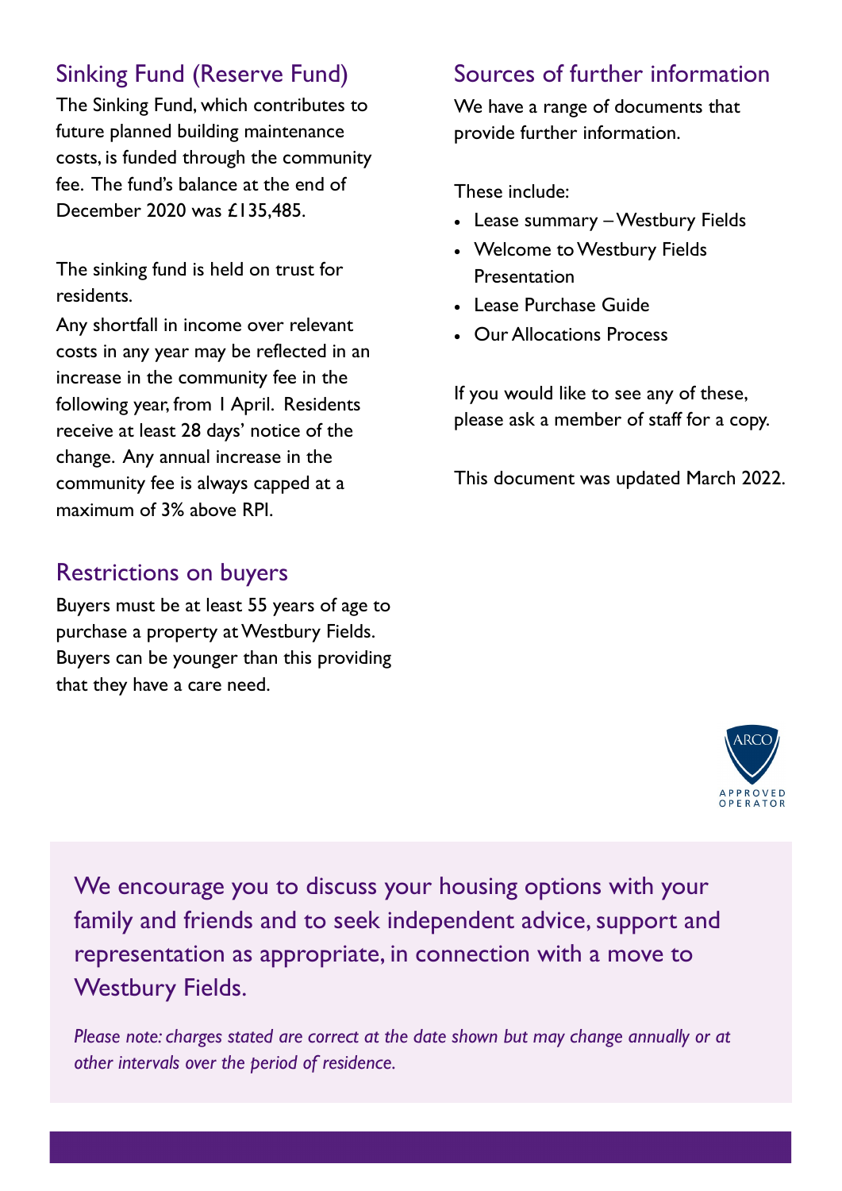## Sinking Fund (Reserve Fund)

The Sinking Fund, which contributes to future planned building maintenance costs, is funded through the community fee. The fund's balance at the end of December 2020 was £135,485.

The sinking fund is held on trust for residents.

Any shortfall in income over relevant costs in any year may be reflected in an increase in the community fee in the following year, from 1 April. Residents receive at least 28 days' notice of the change. Any annual increase in the community fee is always capped at a maximum of 3% above RPI.

## Restrictions on buyers

Buyers must be at least 55 years of age to purchase a property at Westbury Fields. Buyers can be younger than this providing that they have a care need.

## Sources of further information

We have a range of documents that provide further information.

These include:

- Lease summary – Westbury Fields
- Welcome to Westbury Fields Presentation
- Lease Purchase Guide
- Our Allocations Process

If you would like to see any of these, please ask a member of staff for a copy.

This document was updated March 2022.

ARCO
APPROVED OPERATOR

We encourage you to discuss your housing options with your family and friends and to seek independent advice, support and representation as appropriate, in connection with a move to Westbury Fields.

*Please note: charges stated are correct at the date shown but may change annually or at other intervals over the period of residence.*